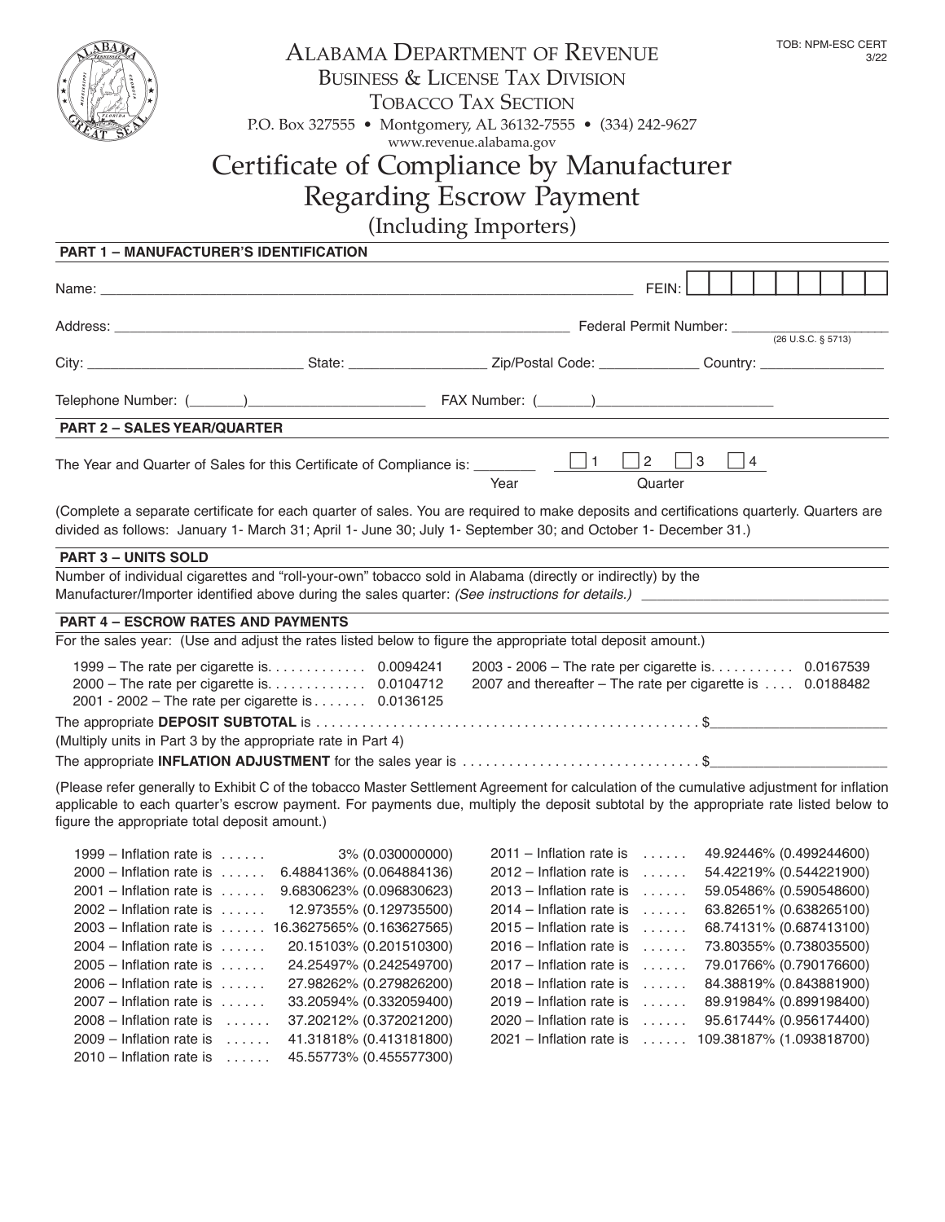TOB: NPM-ESC CERT
3/22

# Alabama Department of Revenue

## Business & License Tax Division

## Tobacco Tax Section

P.O. Box 327555 • Montgomery, AL 36132-7555 • (334) 242-9627
www.revenue.alabama.gov

# Certificate of Compliance by Manufacturer Regarding Escrow Payment

## (Including Importers)

### PART 1 – MANUFACTURER'S IDENTIFICATION

Name: ______________________________________________ FEIN: [ | | | | | | | | ]

Address: ______________________________________________ Federal Permit Number: ____________________ (26 U.S.C. § 5713)

City: ____________________ State: ______________ Zip/Postal Code: ____________ Country: ______________

Telephone Number: (_______)____________________ FAX Number: (_______)____________________

### PART 2 – SALES YEAR/QUARTER

The Year and Quarter of Sales for this Certificate of Compliance is: ________ (Year) ☐ 1 ☐ 2 ☐ 3 ☐ 4 (Quarter)

(Complete a separate certificate for each quarter of sales. You are required to make deposits and certifications quarterly. Quarters are divided as follows: January 1- March 31; April 1- June 30; July 1- September 30; and October 1- December 31.)

### PART 3 – UNITS SOLD

Number of individual cigarettes and "roll-your-own" tobacco sold in Alabama (directly or indirectly) by the Manufacturer/Importer identified above during the sales quarter: *(See instructions for details.)* ______________________________

### PART 4 – ESCROW RATES AND PAYMENTS

For the sales year: (Use and adjust the rates listed below to figure the appropriate total deposit amount.)

- 1999 – The rate per cigarette is. . . . . . . . . . . . 0.0094241
- 2000 – The rate per cigarette is. . . . . . . . . . . . 0.0104712
- 2001 - 2002 – The rate per cigarette is . . . . . . . 0.0136125
- 2003 - 2006 – The rate per cigarette is. . . . . . . . . . 0.0167539
- 2007 and thereafter – The rate per cigarette is . . . . 0.0188482

The appropriate **DEPOSIT SUBTOTAL** is . . . . . . . . . . . . . . . . . . . . . . . . . . . . . . . . . . . . . . . . . . . . . . . . $______________________

(Multiply units in Part 3 by the appropriate rate in Part 4)

The appropriate **INFLATION ADJUSTMENT** for the sales year is . . . . . . . . . . . . . . . . . . . . . . . . . . . . . . $______________________

(Please refer generally to Exhibit C of the tobacco Master Settlement Agreement for calculation of the cumulative adjustment for inflation applicable to each quarter's escrow payment. For payments due, multiply the deposit subtotal by the appropriate rate listed below to figure the appropriate total deposit amount.)

- 1999 – Inflation rate is . . . . . . 3% (0.030000000)
- 2000 – Inflation rate is . . . . . . 6.4884136% (0.064884136)
- 2001 – Inflation rate is . . . . . . 9.6830623% (0.096830623)
- 2002 – Inflation rate is . . . . . . 12.97355% (0.129735500)
- 2003 – Inflation rate is . . . . . . 16.3627565% (0.163627565)
- 2004 – Inflation rate is . . . . . . 20.15103% (0.201510300)
- 2005 – Inflation rate is . . . . . . 24.25497% (0.242549700)
- 2006 – Inflation rate is . . . . . . 27.98262% (0.279826200)
- 2007 – Inflation rate is . . . . . . 33.20594% (0.332059400)
- 2008 – Inflation rate is . . . . . . 37.20212% (0.372021200)
- 2009 – Inflation rate is . . . . . . 41.31818% (0.413181800)
- 2010 – Inflation rate is . . . . . . 45.55773% (0.455577300)
- 2011 – Inflation rate is . . . . . . 49.92446% (0.499244600)
- 2012 – Inflation rate is . . . . . . 54.42219% (0.544221900)
- 2013 – Inflation rate is . . . . . . 59.05486% (0.590548600)
- 2014 – Inflation rate is . . . . . . 63.82651% (0.638265100)
- 2015 – Inflation rate is . . . . . . 68.74131% (0.687413100)
- 2016 – Inflation rate is . . . . . . 73.80355% (0.738035500)
- 2017 – Inflation rate is . . . . . . 79.01766% (0.790176600)
- 2018 – Inflation rate is . . . . . . 84.38819% (0.843881900)
- 2019 – Inflation rate is . . . . . . 89.91984% (0.899198400)
- 2020 – Inflation rate is . . . . . . 95.61744% (0.956174400)
- 2021 – Inflation rate is . . . . . . 109.38187% (1.093818700)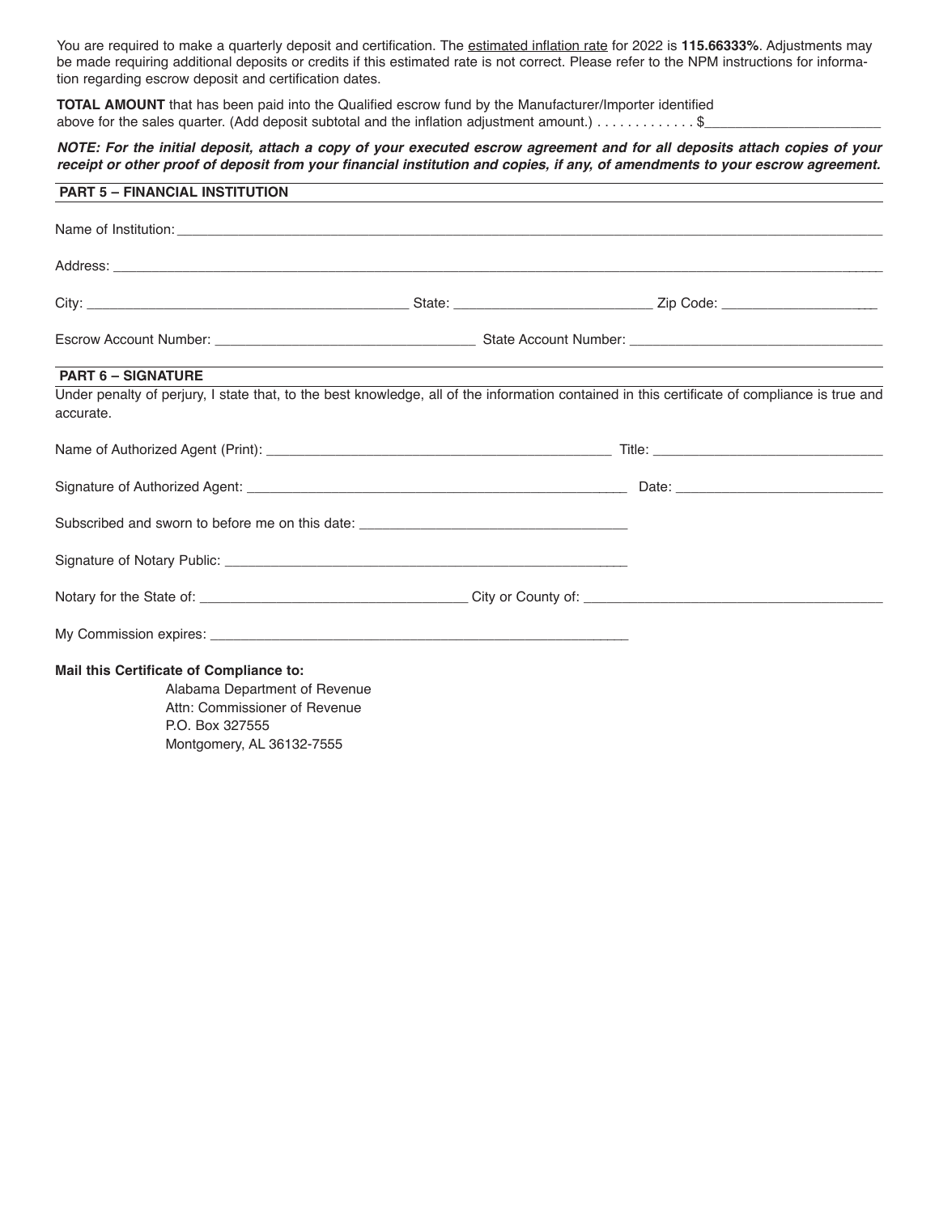You are required to make a quarterly deposit and certification. The estimated inflation rate for 2022 is **115.66333%**. Adjustments may be made requiring additional deposits or credits if this estimated rate is not correct. Please refer to the NPM instructions for information regarding escrow deposit and certification dates.

**TOTAL AMOUNT** that has been paid into the Qualified escrow fund by the Manufacturer/Importer identified above for the sales quarter. (Add deposit subtotal and the inflation adjustment amount.) . . . . . . . . . . . . . $_______________________

***NOTE: For the initial deposit, attach a copy of your executed escrow agreement and for all deposits attach copies of your receipt or other proof of deposit from your financial institution and copies, if any, of amendments to your escrow agreement.***

## PART 5 – FINANCIAL INSTITUTION

Name of Institution: _______________________________________________

Address: _______________________________________________

City: ___________________________ State: ___________________ Zip Code: ________________

Escrow Account Number: ___________________________ State Account Number: ___________________________

## PART 6 – SIGNATURE

Under penalty of perjury, I state that, to the best knowledge, all of the information contained in this certificate of compliance is true and accurate.

Name of Authorized Agent (Print): ___________________________________ Title: ___________________________

Signature of Authorized Agent: ___________________________________ Date: ___________________________

Subscribed and sworn to before me on this date: ___________________________

Signature of Notary Public: ___________________________________

Notary for the State of: ___________________________ City or County of: ___________________________

My Commission expires: ___________________________________

**Mail this Certificate of Compliance to:**

Alabama Department of Revenue
Attn: Commissioner of Revenue
P.O. Box 327555
Montgomery, AL 36132-7555